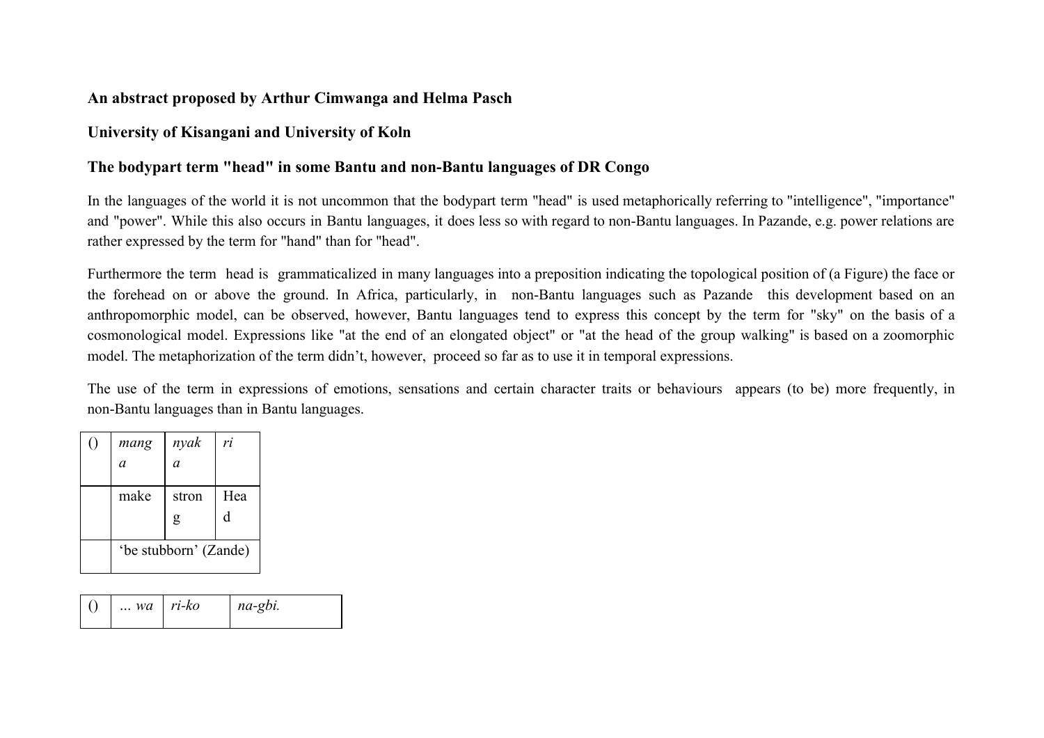**An abstract proposed by Arthur Cimwanga and Helma Pasch**

**University of Kisangani and University of Koln**

**The bodypart term "head" in some Bantu and non-Bantu languages of DR Congo**

In the languages of the world it is not uncommon that the bodypart term "head" is used metaphorically referring to "intelligence", "importance" and "power". While this also occurs in Bantu languages, it does less so with regard to non-Bantu languages. In Pazande, e.g. power relations are rather expressed by the term for "hand" than for "head".

Furthermore the term head is grammaticalized in many languages into a preposition indicating the topological position of (a Figure) the face or the forehead on or above the ground. In Africa, particularly, in non-Bantu languages such as Pazande this development based on an anthropomorphic model, can be observed, however, Bantu languages tend to express this concept by the term for "sky" on the basis of a cosmonological model. Expressions like "at the end of an elongated object" or "at the head of the group walking" is based on a zoomorphic model. The metaphorization of the term didn't, however, proceed so far as to use it in temporal expressions.

The use of the term in expressions of emotions, sensations and certain character traits or behaviours appears (to be) more frequently, in non-Bantu languages than in Bantu languages.

| () | *manga* | *nyaka* | *ri* |
|---|---|---|---|
| | make | strong | Head |
| | 'be stubborn' (Zande) | | |

| () | ... *wa* | *ri-ko* | *na-gbi.* |
|---|---|---|---|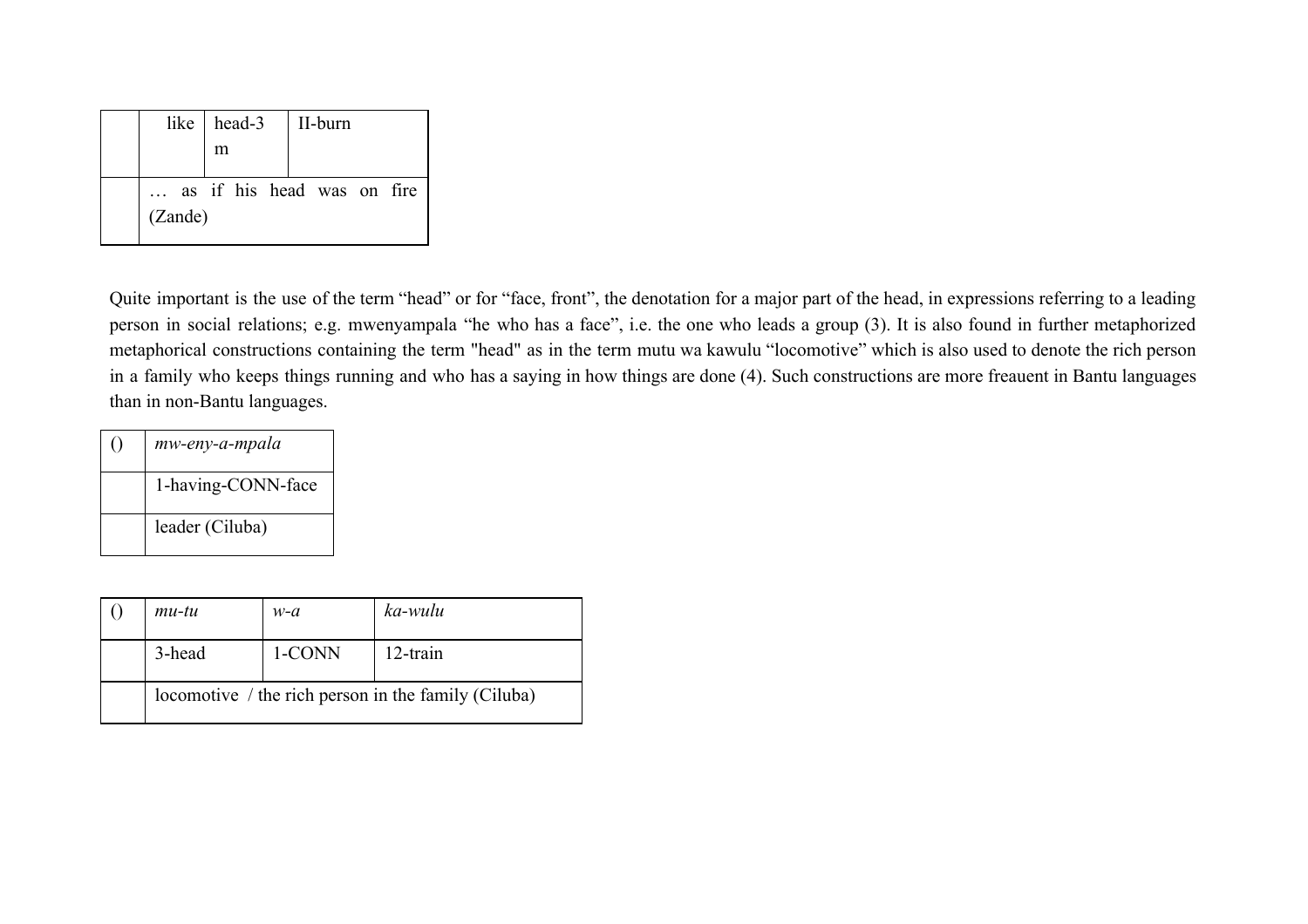| | like | head-3m | II-burn |
|---|---|---|---|
| | … as if his head was on fire (Zande) | | |

Quite important is the use of the term "head" or for "face, front", the denotation for a major part of the head, in expressions referring to a leading person in social relations; e.g. mwenyampala "he who has a face", i.e. the one who leads a group (3). It is also found in further metaphorized metaphorical constructions containing the term "head" as in the term mutu wa kawulu "locomotive" which is also used to denote the rich person in a family who keeps things running and who has a saying in how things are done (4). Such constructions are more freauent in Bantu languages than in non-Bantu languages.

| () | *mw-eny-a-mpala* |
|---|---|
| | 1-having-CONN-face |
| | leader (Ciluba) |

| () | *mu-tu* | *w-a* | *ka-wulu* |
|---|---|---|---|
| | 3-head | 1-CONN | 12-train |
| | locomotive / the rich person in the family (Ciluba) | | |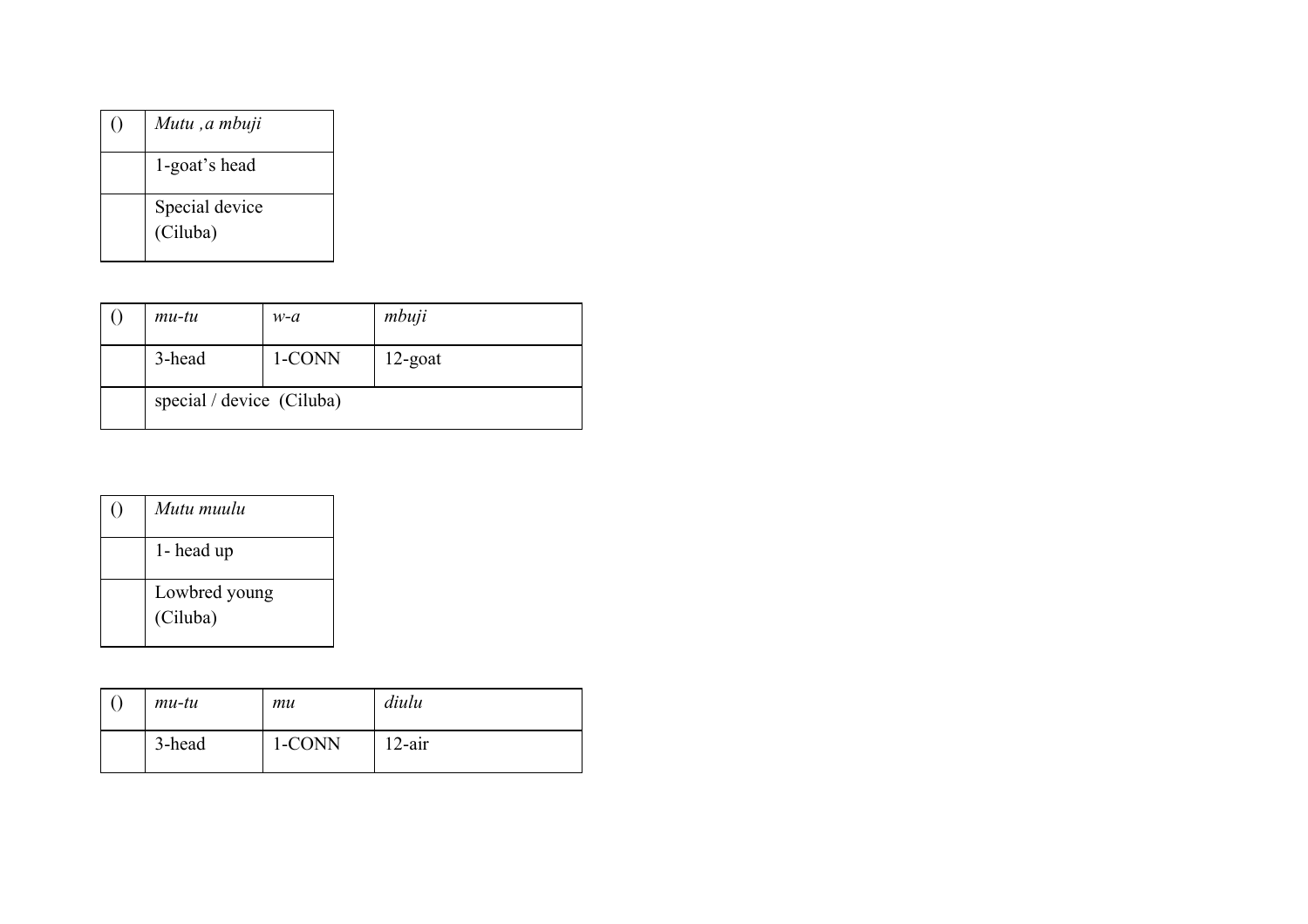| () | *Mutu ,a mbuji* |
| --- | --- |
| | 1-goat’s head |
| | Special device (Ciluba) |

| () | *mu-tu* | *w-a* | *mbuji* |
| --- | --- | --- | --- |
| | 3-head | 1-CONN | 12-goat |
| | special / device (Ciluba) | | |

| () | *Mutu muulu* |
| --- | --- |
| | 1- head up |
| | Lowbred young (Ciluba) |

| () | *mu-tu* | *mu* | *diulu* |
| --- | --- | --- | --- |
| | 3-head | 1-CONN | 12-air |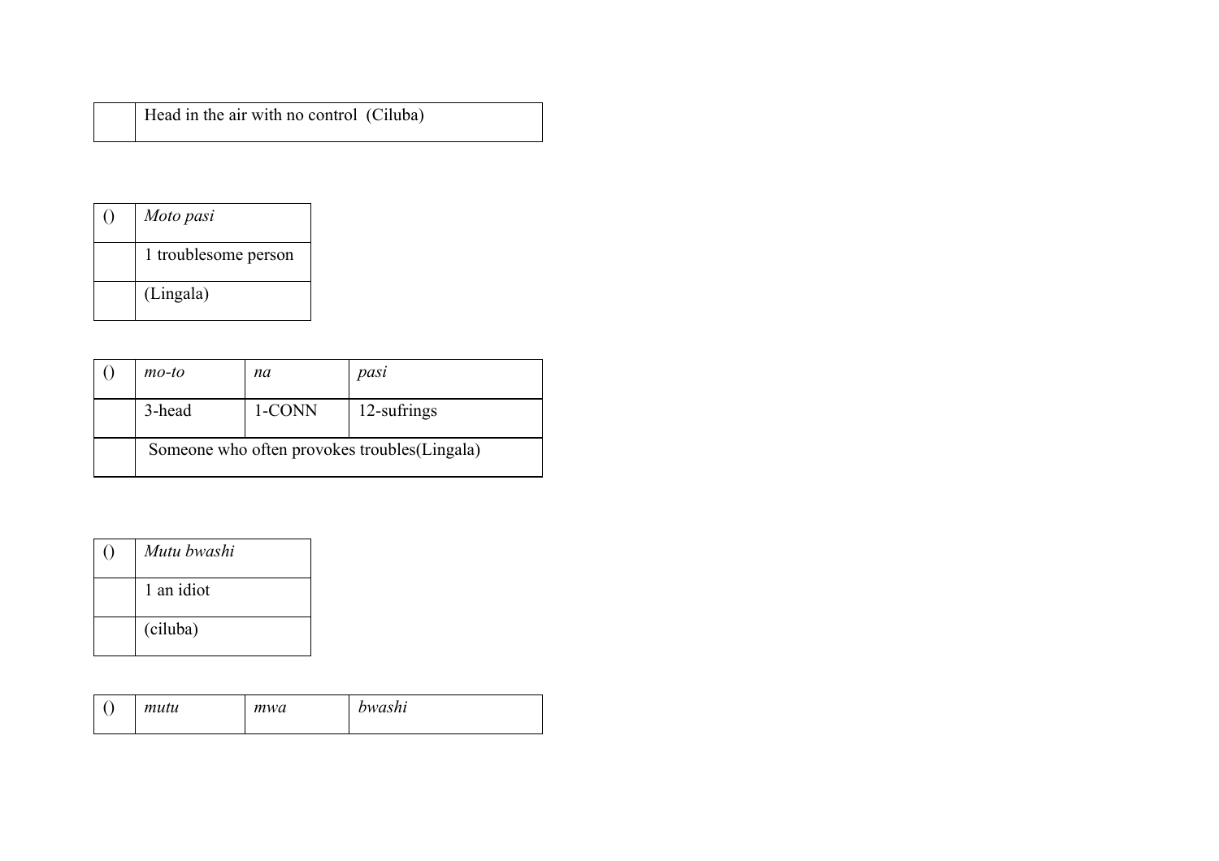| | Head in the air with no control (Ciluba) |
|---|---|

| () | *Moto pasi* |
|---|---|
| | 1 troublesome person |
| | (Lingala) |

| () | *mo-to* | *na* | *pasi* |
|---|---|---|---|
| | 3-head | 1-CONN | 12-sufrings |
| | Someone who often provokes troubles(Lingala) | | |

| () | *Mutu bwashi* |
|---|---|
| | 1 an idiot |
| | (ciluba) |

| () | *mutu* | *mwa* | *bwashi* |
|---|---|---|---|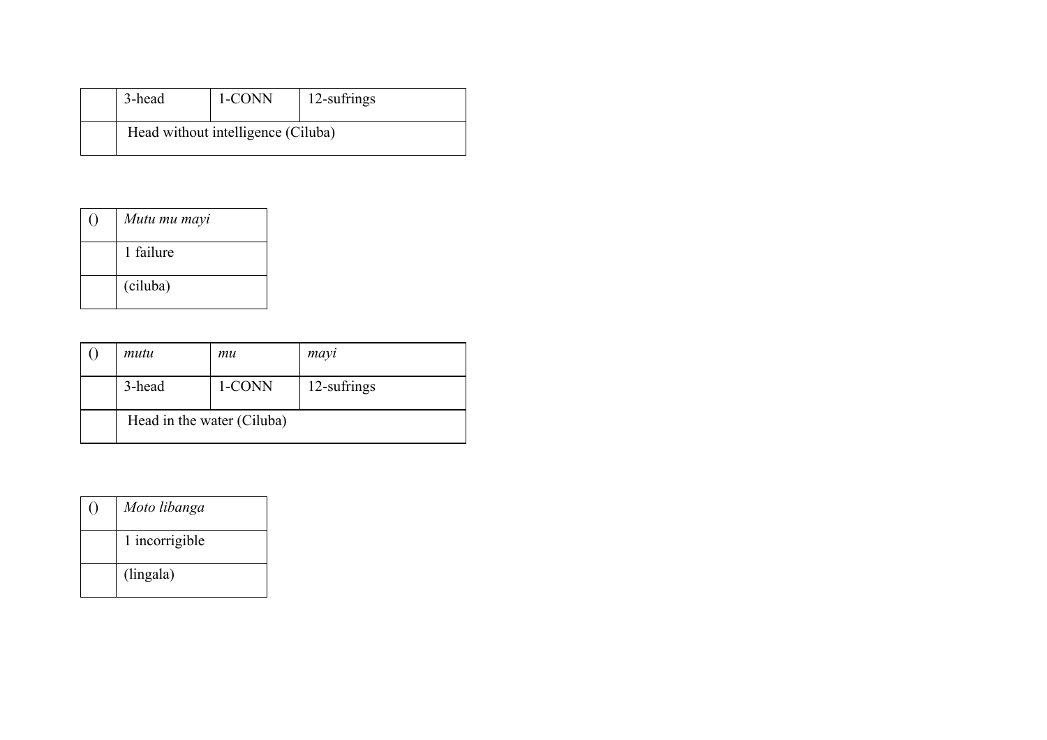|  | 3-head | 1-CONN | 12-sufrings |
|---|---|---|---|
|  | Head without intelligence (Ciluba) | | |

| () | *Mutu mu mayi* |
|---|---|
|  | 1 failure |
|  | (ciluba) |

| () | *mutu* | *mu* | *mayi* |
|---|---|---|---|
|  | 3-head | 1-CONN | 12-sufrings |
|  | Head in the water (Ciluba) | | |

| () | *Moto libanga* |
|---|---|
|  | 1 incorrigible |
|  | (lingala) |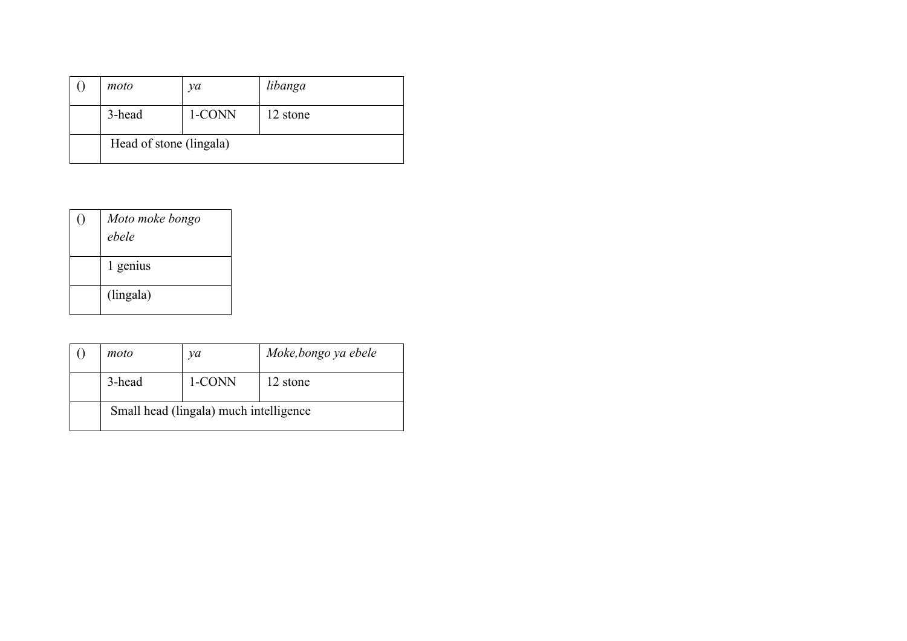| () | *moto* | *ya* | *libanga* |
| --- | --- | --- | --- |
| | 3-head | 1-CONN | 12 stone |
| | Head of stone (lingala) | | |

| () | *Moto moke bongo ebele* |
| --- | --- |
| | 1 genius |
| | (lingala) |

| () | *moto* | *ya* | *Moke,bongo ya ebele* |
| --- | --- | --- | --- |
| | 3-head | 1-CONN | 12 stone |
| | Small head (lingala) much intelligence | | |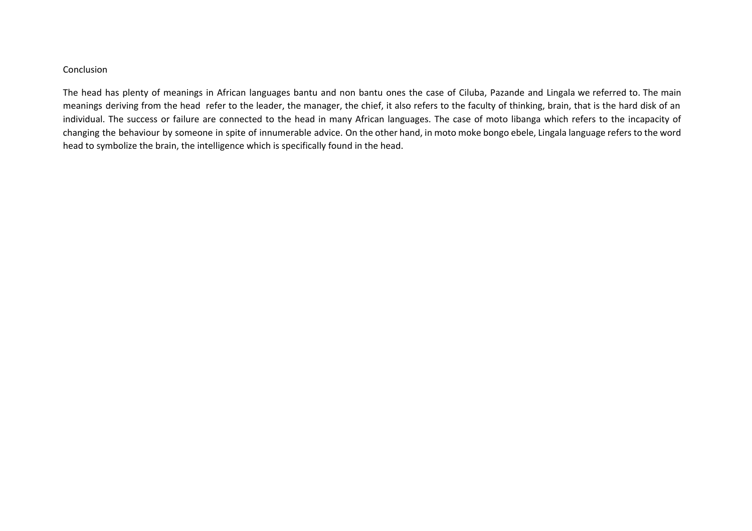## Conclusion

The head has plenty of meanings in African languages bantu and non bantu ones the case of Ciluba, Pazande and Lingala we referred to. The main meanings deriving from the head refer to the leader, the manager, the chief, it also refers to the faculty of thinking, brain, that is the hard disk of an individual. The success or failure are connected to the head in many African languages. The case of moto libanga which refers to the incapacity of changing the behaviour by someone in spite of innumerable advice. On the other hand, in moto moke bongo ebele, Lingala language refers to the word head to symbolize the brain, the intelligence which is specifically found in the head.